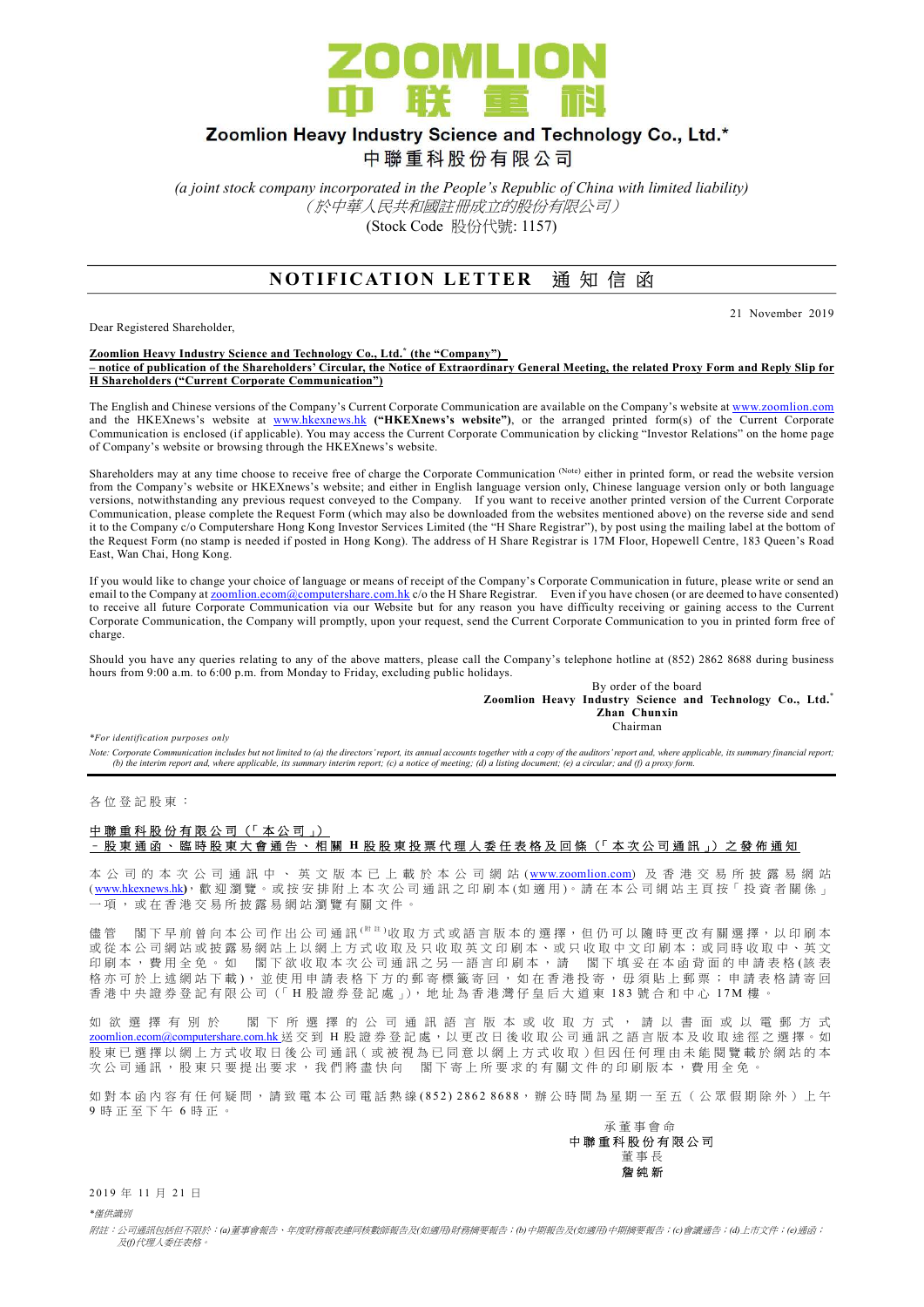# ZOOMLION

# 中 联 重 科

## Zoomlion Heavy Industry Science and Technology Co., Ltd.*

## 中聯重科股份有限公司

*(a joint stock company incorporated in the People's Republic of China with limited liability)*

*（於中華人民共和國註冊成立的股份有限公司）*

(Stock Code 股份代號: 1157)

---

## NOTIFICATION LETTER 通知信函

21 November 2019

Dear Registered Shareholder,

**Zoomlion Heavy Industry Science and Technology Co., Ltd.* (the "Company")**
**– notice of publication of the Shareholders' Circular, the Notice of Extraordinary General Meeting, the related Proxy Form and Reply Slip for H Shareholders ("Current Corporate Communication")**

The English and Chinese versions of the Company's Current Corporate Communication are available on the Company's website at www.zoomlion.com and the HKEXnews's website at www.hkexnews.hk **("HKEXnews's website")**, or the arranged printed form(s) of the Current Corporate Communication is enclosed (if applicable). You may access the Current Corporate Communication by clicking "Investor Relations" on the home page of Company's website or browsing through the HKEXnews's website.

Shareholders may at any time choose to receive free of charge the Corporate Communication (Note) either in printed form, or read the website version from the Company's website or HKEXnews's website; and either in English language version only, Chinese language version only or both language versions, notwithstanding any previous request conveyed to the Company. If you want to receive another printed version of the Current Corporate Communication, please complete the Request Form (which may also be downloaded from the websites mentioned above) on the reverse side and send it to the Company c/o Computershare Hong Kong Investor Services Limited (the "H Share Registrar"), by post using the mailing label at the bottom of the Request Form (no stamp is needed if posted in Hong Kong). The address of H Share Registrar is 17M Floor, Hopewell Centre, 183 Queen's Road East, Wan Chai, Hong Kong.

If you would like to change your choice of language or means of receipt of the Company's Corporate Communication in future, please write or send an email to the Company at zoomlion.ecom@computershare.com.hk c/o the H Share Registrar. Even if you have chosen (or are deemed to have consented) to receive all future Corporate Communication via our Website but for any reason you have difficulty receiving or gaining access to the Current Corporate Communication, the Company will promptly, upon your request, send the Current Corporate Communication to you in printed form free of charge.

Should you have any queries relating to any of the above matters, please call the Company's telephone hotline at (852) 2862 8688 during business hours from 9:00 a.m. to 6:00 p.m. from Monday to Friday, excluding public holidays.

By order of the board
**Zoomlion Heavy Industry Science and Technology Co., Ltd.***
**Zhan Chunxin**
Chairman

*\*For identification purposes only*

*Note: Corporate Communication includes but not limited to (a) the directors' report, its annual accounts together with a copy of the auditors' report and, where applicable, its summary financial report; (b) the interim report and, where applicable, its summary interim report; (c) a notice of meeting; (d) a listing document; (e) a circular; and (f) a proxy form.*

---

各位登記股東：

**中聯重科股份有限公司（「本公司」）**
**－股東通函、臨時股東大會通告、相關 H 股股東投票代理人委任表格及回條（「本次公司通訊」）之發佈通知**

本公司的本次公司通訊中、英文版本已上載於本公司網站(www.zoomlion.com) 及香港交易所披露易網站(www.hkexnews.hk)，歡迎瀏覽。或按安排附上本次公司通訊之印刷本(如適用)。請在本公司網站主頁按「投資者關係」一項，或在香港交易所披露易網站瀏覽有關文件。

儘管 閣下早前曾向本公司作出公司通訊(附註)收取方式或語言版本的選擇，但仍可以隨時更改有關選擇，以印刷本或從本公司網站或披露易網站上以網上方式收取及只收取英文印刷本、或只收取中文印刷本；或同時收取中、英文印刷本，費用全免。如 閣下欲收取本次公司通訊之另一語言印刷本，請 閣下填妥在本函背面的申請表格(該表格亦可於上述網站下載)，並使用申請表格下方的郵寄標籤寄回，如在香港投寄，毋須貼上郵票；申請表格請寄回香港中央證券登記有限公司(「H 股證券登記處」)，地址為香港灣仔皇后大道東 183 號合和中心 17M 樓。

如欲選擇有別於 閣下所選擇的公司通訊語言版本或收取方式，請以書面或以電郵方式 zoomlion.ecom@computershare.com.hk 送交到 H 股證券登記處，以更改日後收取公司通訊之語言版本及收取途徑之選擇。如股東已選擇以網上方式收取日後公司通訊(或被視為已同意以網上方式收取)但因任何理由未能閱覽載於網站的本次公司通訊，股東只要提出要求，我們將盡快向 閣下寄上所要求的有關文件的印刷版本，費用全免。

如對本函內容有任何疑問，請致電本公司電話熱線(852) 2862 8688，辦公時間為星期一至五（公眾假期除外）上午9時正至下午6時正。

承董事會命
**中聯重科股份有限公司**
董事長
**詹純新**

2019年11月21日

*\*僅供識別*

*附註：公司通訊包括但不限於：(a)董事會報告、年度財務報表連同核數師報告及(如適用)財務摘要報告；(b)中期報告及(如適用)中期摘要報告；(c)會議通告；(d)上市文件；(e)通函；及(f)代理人委任表格。*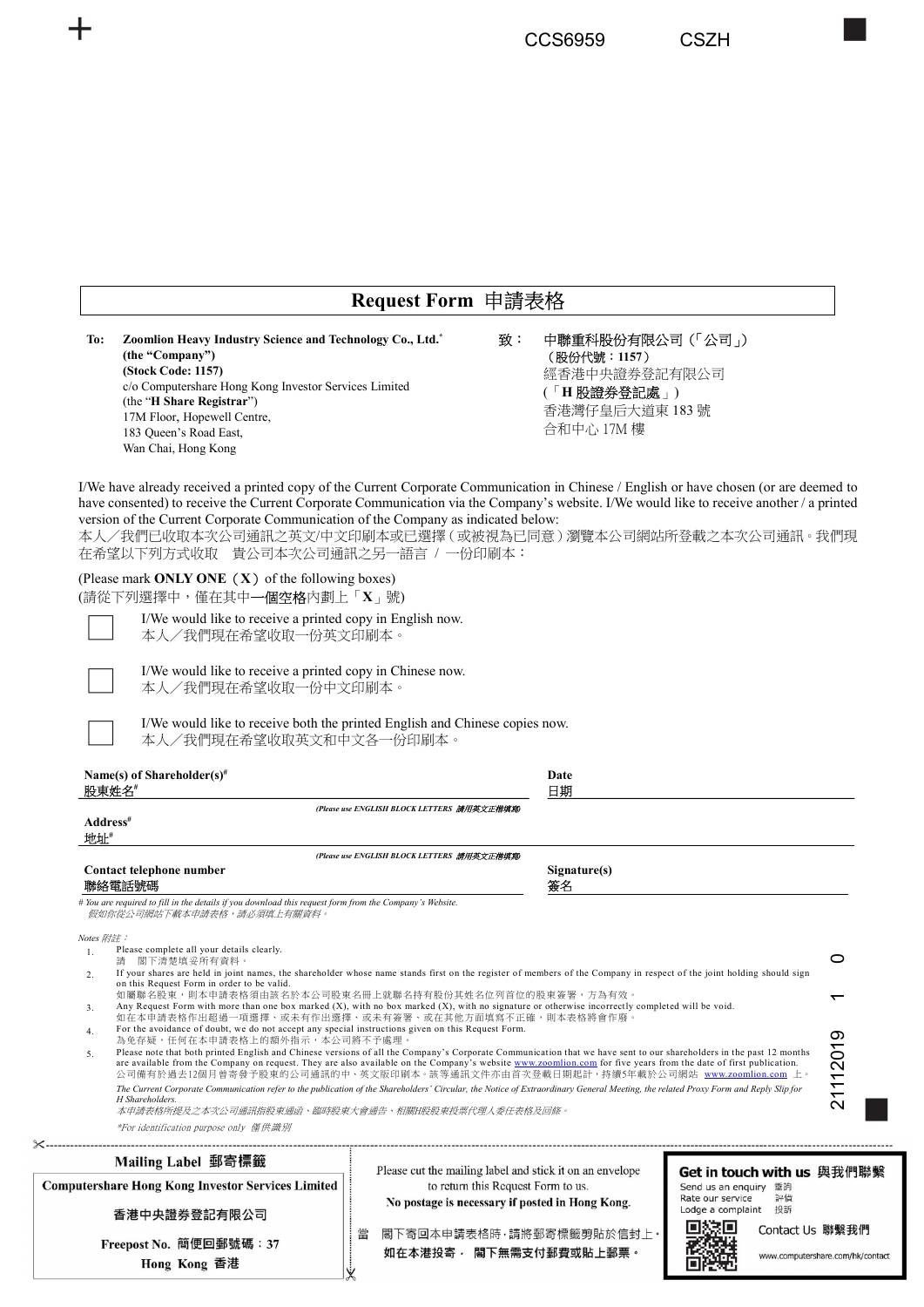CCS6959 CSZH

# Request Form 申請表格

**To: Zoomlion Heavy Industry Science and Technology Co., Ltd.*** 
**(the "Company")**
**(Stock Code: 1157)**
c/o Computershare Hong Kong Investor Services Limited
(the "**H Share Registrar**")
17M Floor, Hopewell Centre,
183 Queen's Road East,
Wan Chai, Hong Kong

致： 中聯重科股份有限公司（「公司」）
（股份代號：**1157**）
經香港中央證券登記有限公司
（「**H 股證券登記處**」）
香港灣仔皇后大道東 183 號
合和中心 17M 樓

I/We have already received a printed copy of the Current Corporate Communication in Chinese / English or have chosen (or are deemed to have consented) to receive the Current Corporate Communication via the Company's website. I/We would like to receive another / a printed version of the Current Corporate Communication of the Company as indicated below:
本人／我們已收取本次公司通訊之英文/中文印刷本或已選擇（或被視為已同意）瀏覽本公司網站所登載之本次公司通訊。我們現在希望以下列方式收取 貴公司本次公司通訊之另一語言 / 一份印刷本：

(Please mark **ONLY ONE** (**X**) of the following boxes)
(請從下列選擇中，僅在其中**一個空格**內劃上「**X**」號)

☐ I/We would like to receive a printed copy in English now.
本人／我們現在希望收取一份英文印刷本。

☐ I/We would like to receive a printed copy in Chinese now.
本人／我們現在希望收取一份中文印刷本。

☐ I/We would like to receive both the printed English and Chinese copies now.
本人／我們現在希望收取英文和中文各一份印刷本。

**Name(s) of Shareholder(s)#**
**股東姓名#**
*(Please use ENGLISH BLOCK LETTERS 請用英文正楷填寫)*

**Date**
**日期**

**Address#**
**地址#**
*(Please use ENGLISH BLOCK LETTERS 請用英文正楷填寫)*

**Contact telephone number**
**聯絡電話號碼**

**Signature(s)**
**簽名**

*# You are required to fill in the details if you download this request form from the Company's Website.*
*假如你從公司網站下載本申請表格，請必須填上有關資料。*

*Notes 附註：*

1. Please complete all your details clearly.
請 閣下清楚填妥所有資料。
2. If your shares are held in joint names, the shareholder whose name stands first on the register of members of the Company in respect of the joint holding should sign on this Request Form in order to be valid.
如屬聯名股東，則本申請表格須由該名於本公司股東名冊上就聯名持有股份其姓名位列首位的股東簽署，方為有效。
3. Any Request Form with more than one box marked (X), with no box marked (X), with no signature or otherwise incorrectly completed will be void.
如在本申請表格作出超過一項選擇、或未有作出選擇、或未有簽署、或在其他方面填寫不正確，則本表格將會作廢。
4. For the avoidance of doubt, we do not accept any special instructions given on this Request Form.
為免存疑，任何在本申請表格上的額外指示，本公司將不予處理。
5. Please note that both printed English and Chinese versions of all the Company's Corporate Communication that we have sent to our shareholders in the past 12 months are available from the Company on request. They are also available on the Company's website www.zoomlion.com for five years from the date of first publication.
公司備有於過去12個月曾寄發予股東的公司通訊的中、英文版印刷本。該等通訊文件亦由首次登載日期起計，持續5年載於公司網站 www.zoomlion.com 上。
*The Current Corporate Communication refer to the publication of the Shareholders' Circular, the Notice of Extraordinary General Meeting, the related Proxy Form and Reply Slip for H Shareholders.*
*本申請表格所提及之本次公司通訊指股東通函、臨時股東大會通告、相關H股股東投票代理人委任表格及回條。*

*For identification purpose only 僅供識別

0 1 21112019

**Mailing Label 郵寄標籤**

**Computershare Hong Kong Investor Services Limited**
**香港中央證券登記有限公司**
**Freepost No. 簡便回郵號碼：37**
**Hong Kong 香港**

Please cut the mailing label and stick it on an envelope to return this Request Form to us.
**No postage is necessary if posted in Hong Kong.**

當 閣下寄回本申請表格時，請將郵寄標籤剪貼於信封上。
**如在本港投寄， 閣下無需支付郵費或貼上郵票。**

**Get in touch with us 與我們聯繫**
Send us an enquiry 查詢
Rate our service 評價
Lodge a complaint 投訴
Contact Us 聯繫我們
www.computershare.com/hk/contact